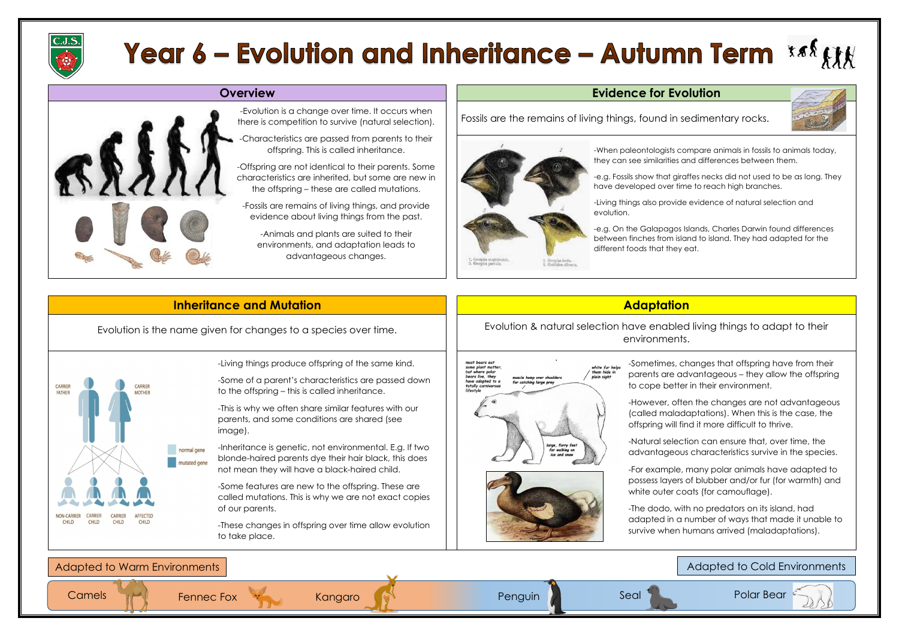# Year 6 – Evolution and Inheritance – Autumn Term

## Overview

-Evolution is a change over time. It occurs when there is competition to survive (natural selection).

-Characteristics are passed from parents to their offspring. This is called inheritance.

-Offspring are not identical to their parents. Some characteristics are inherited, but some are new in the offspring – these are called mutations.

-Fossils are remains of living things, and provide evidence about living things from the past.

-Animals and plants are suited to their environments, and adaptation leads to advantageous changes.

## Evidence for Evolution

Fossils are the remains of living things, found in sedimentary rocks.

1. Geospiza magnirostris.
2. Geospiza fortis.
3. Geospiza parvula.
4. Certhidea olivacea.

-When paleontologists compare animals in fossils to animals today, they can see similarities and differences between them.

-e.g. Fossils show that giraffes necks did not used to be as long. They have developed over time to reach high branches.

-Living things also provide evidence of natural selection and evolution.

-e.g. On the Galapagos Islands, Charles Darwin found differences between finches from island to island. They had adapted for the different foods that they eat.

## Inheritance and Mutation

Evolution is the name given for changes to a species over time.

CARRIER FATHER · CARRIER MOTHER · normal gene · mutated gene · NON-CARRIER CHILD · CARRIER CHILD · CARRIER CHILD · AFFECTED CHILD

-Living things produce offspring of the same kind.

-Some of a parent's characteristics are passed down to the offspring – this is called inheritance.

-This is why we often share similar features with our parents, and some conditions are shared (see image).

-Inheritance is genetic, not environmental. E.g. If two blonde-haired parents dye their hair black, this does not mean they will have a black-haired child.

-Some features are new to the offspring. These are called mutations. This is why we are not exact copies of our parents.

-These changes in offspring over time allow evolution to take place.

## Adaptation

Evolution & natural selection have enabled living things to adapt to their environments.

most bears eat some plant matter, but where polar bears live, they have adapted to a totally carnivorous lifestyle · muscle hump over shoulders for catching large prey · white fur helps them hide in plain sight · large, furry feet for walking on ice and snow

-Sometimes, changes that offspring have from their parents are advantageous – they allow the offspring to cope better in their environment.

-However, often the changes are not advantageous (called maladaptations). When this is the case, the offspring will find it more difficult to thrive.

-Natural selection can ensure that, over time, the advantageous characteristics survive in the species.

-For example, many polar animals have adapted to possess layers of blubber and/or fur (for warmth) and white outer coats (for camouflage).

-The dodo, with no predators on its island, had adapted in a number of ways that made it unable to survive when humans arrived (maladaptations).

| Adapted to Warm Environments | | | Adapted to Cold Environments | | |
|---|---|---|---|---|---|
| Camels | Fennec Fox | Kangaro | Penguin | Seal | Polar Bear |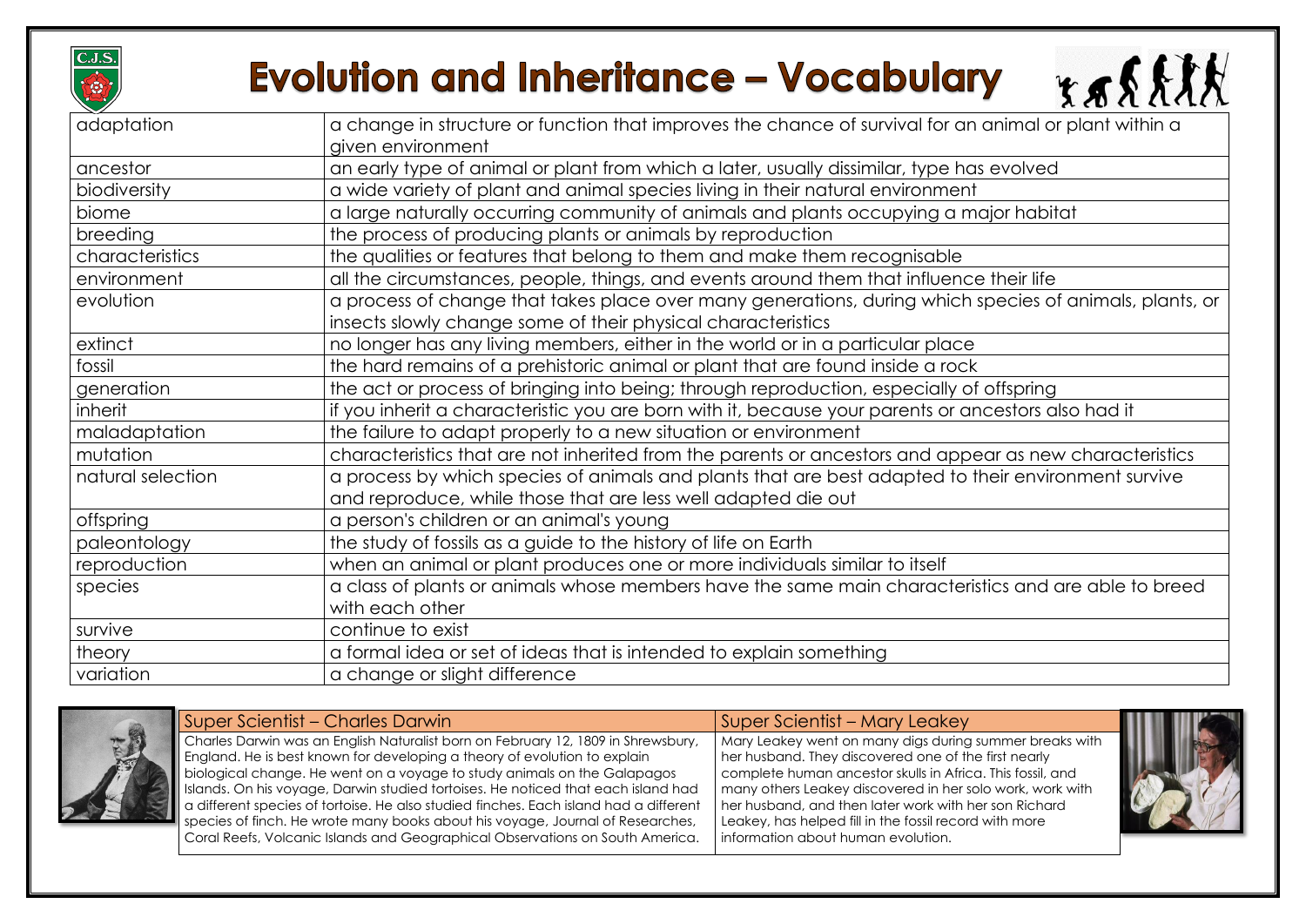# Evolution and Inheritance – Vocabulary

| | |
|---|---|
| adaptation | a change in structure or function that improves the chance of survival for an animal or plant within a given environment |
| ancestor | an early type of animal or plant from which a later, usually dissimilar, type has evolved |
| biodiversity | a wide variety of plant and animal species living in their natural environment |
| biome | a large naturally occurring community of animals and plants occupying a major habitat |
| breeding | the process of producing plants or animals by reproduction |
| characteristics | the qualities or features that belong to them and make them recognisable |
| environment | all the circumstances, people, things, and events around them that influence their life |
| evolution | a process of change that takes place over many generations, during which species of animals, plants, or insects slowly change some of their physical characteristics |
| extinct | no longer has any living members, either in the world or in a particular place |
| fossil | the hard remains of a prehistoric animal or plant that are found inside a rock |
| generation | the act or process of bringing into being; through reproduction, especially of offspring |
| inherit | if you inherit a characteristic you are born with it, because your parents or ancestors also had it |
| maladaptation | the failure to adapt properly to a new situation or environment |
| mutation | characteristics that are not inherited from the parents or ancestors and appear as new characteristics |
| natural selection | a process by which species of animals and plants that are best adapted to their environment survive and reproduce, while those that are less well adapted die out |
| offspring | a person's children or an animal's young |
| paleontology | the study of fossils as a guide to the history of life on Earth |
| reproduction | when an animal or plant produces one or more individuals similar to itself |
| species | a class of plants or animals whose members have the same main characteristics and are able to breed with each other |
| survive | continue to exist |
| theory | a formal idea or set of ideas that is intended to explain something |
| variation | a change or slight difference |

## Super Scientist – Charles Darwin

Charles Darwin was an English Naturalist born on February 12, 1809 in Shrewsbury, England. He is best known for developing a theory of evolution to explain biological change. He went on a voyage to study animals on the Galapagos Islands. On his voyage, Darwin studied tortoises. He noticed that each island had a different species of tortoise. He also studied finches. Each island had a different species of finch. He wrote many books about his voyage, Journal of Researches, Coral Reefs, Volcanic Islands and Geographical Observations on South America.

## Super Scientist – Mary Leakey

Mary Leakey went on many digs during summer breaks with her husband. They discovered one of the first nearly complete human ancestor skulls in Africa. This fossil, and many others Leakey discovered in her solo work, work with her husband, and then later work with her son Richard Leakey, has helped fill in the fossil record with more information about human evolution.